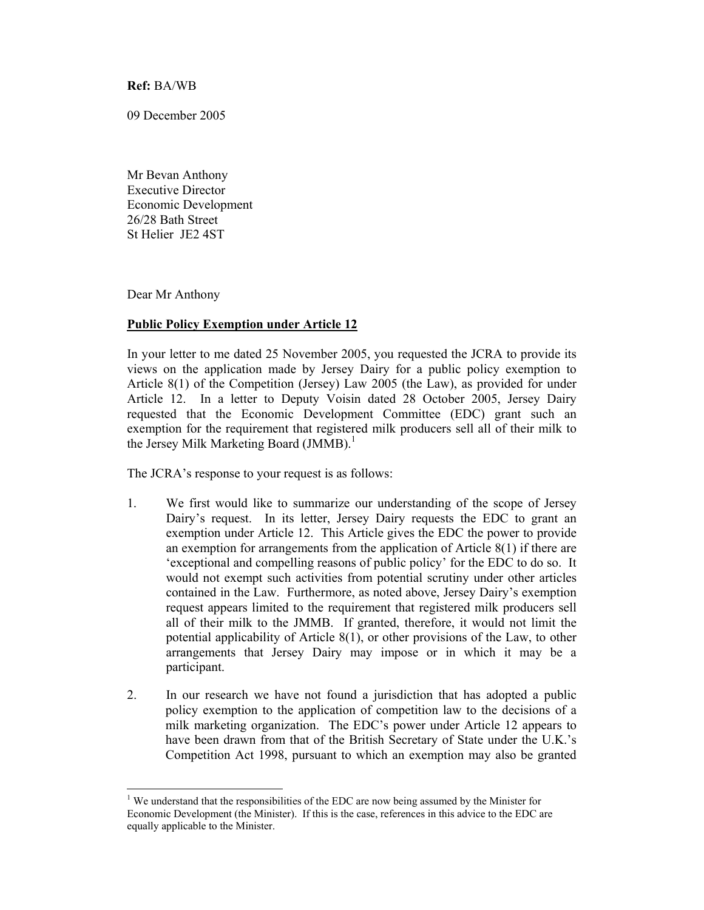**Ref:** BA/WB

09 December 2005

Mr Bevan Anthony
Executive Director
Economic Development
26/28 Bath Street
St Helier JE2 4ST

Dear Mr Anthony

**Public Policy Exemption under Article 12**

In your letter to me dated 25 November 2005, you requested the JCRA to provide its views on the application made by Jersey Dairy for a public policy exemption to Article 8(1) of the Competition (Jersey) Law 2005 (the Law), as provided for under Article 12. In a letter to Deputy Voisin dated 28 October 2005, Jersey Dairy requested that the Economic Development Committee (EDC) grant such an exemption for the requirement that registered milk producers sell all of their milk to the Jersey Milk Marketing Board (JMMB).[1]

The JCRA's response to your request is as follows:

1. We first would like to summarize our understanding of the scope of Jersey Dairy's request. In its letter, Jersey Dairy requests the EDC to grant an exemption under Article 12. This Article gives the EDC the power to provide an exemption for arrangements from the application of Article 8(1) if there are 'exceptional and compelling reasons of public policy' for the EDC to do so. It would not exempt such activities from potential scrutiny under other articles contained in the Law. Furthermore, as noted above, Jersey Dairy's exemption request appears limited to the requirement that registered milk producers sell all of their milk to the JMMB. If granted, therefore, it would not limit the potential applicability of Article 8(1), or other provisions of the Law, to other arrangements that Jersey Dairy may impose or in which it may be a participant.

2. In our research we have not found a jurisdiction that has adopted a public policy exemption to the application of competition law to the decisions of a milk marketing organization. The EDC's power under Article 12 appears to have been drawn from that of the British Secretary of State under the U.K.'s Competition Act 1998, pursuant to which an exemption may also be granted

[1] We understand that the responsibilities of the EDC are now being assumed by the Minister for Economic Development (the Minister). If this is the case, references in this advice to the EDC are equally applicable to the Minister.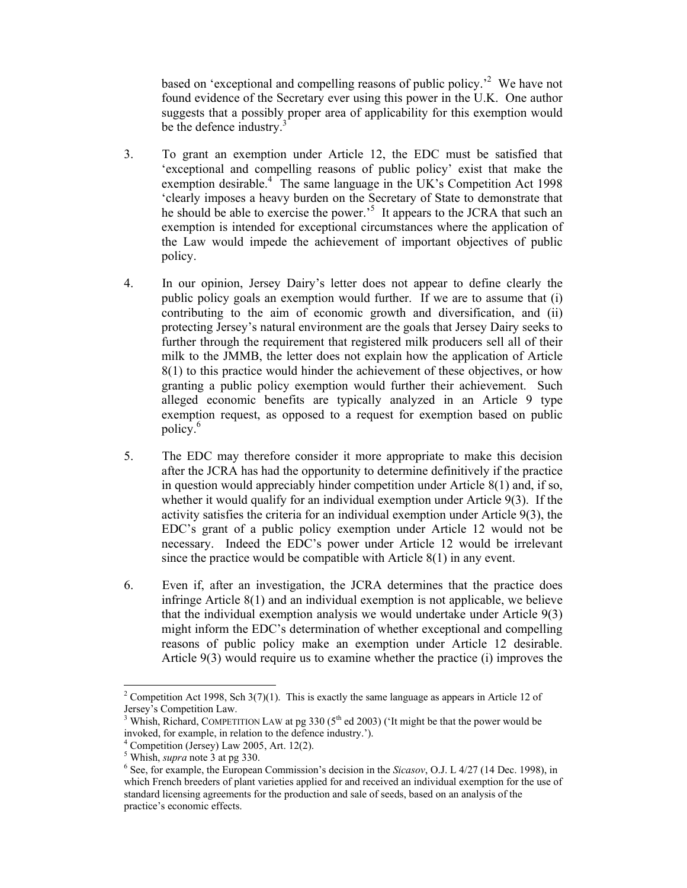based on 'exceptional and compelling reasons of public policy.'[2] We have not found evidence of the Secretary ever using this power in the U.K. One author suggests that a possibly proper area of applicability for this exemption would be the defence industry.[3]

3. To grant an exemption under Article 12, the EDC must be satisfied that 'exceptional and compelling reasons of public policy' exist that make the exemption desirable.[4] The same language in the UK's Competition Act 1998 'clearly imposes a heavy burden on the Secretary of State to demonstrate that he should be able to exercise the power.'[5] It appears to the JCRA that such an exemption is intended for exceptional circumstances where the application of the Law would impede the achievement of important objectives of public policy.

4. In our opinion, Jersey Dairy's letter does not appear to define clearly the public policy goals an exemption would further. If we are to assume that (i) contributing to the aim of economic growth and diversification, and (ii) protecting Jersey's natural environment are the goals that Jersey Dairy seeks to further through the requirement that registered milk producers sell all of their milk to the JMMB, the letter does not explain how the application of Article 8(1) to this practice would hinder the achievement of these objectives, or how granting a public policy exemption would further their achievement. Such alleged economic benefits are typically analyzed in an Article 9 type exemption request, as opposed to a request for exemption based on public policy.[6]

5. The EDC may therefore consider it more appropriate to make this decision after the JCRA has had the opportunity to determine definitively if the practice in question would appreciably hinder competition under Article 8(1) and, if so, whether it would qualify for an individual exemption under Article 9(3). If the activity satisfies the criteria for an individual exemption under Article 9(3), the EDC's grant of a public policy exemption under Article 12 would not be necessary. Indeed the EDC's power under Article 12 would be irrelevant since the practice would be compatible with Article 8(1) in any event.

6. Even if, after an investigation, the JCRA determines that the practice does infringe Article 8(1) and an individual exemption is not applicable, we believe that the individual exemption analysis we would undertake under Article 9(3) might inform the EDC's determination of whether exceptional and compelling reasons of public policy make an exemption under Article 12 desirable. Article 9(3) would require us to examine whether the practice (i) improves the

---

[2] Competition Act 1998, Sch 3(7)(1). This is exactly the same language as appears in Article 12 of Jersey's Competition Law.

[3] Whish, Richard, COMPETITION LAW at pg 330 (5th ed 2003) ('It might be that the power would be invoked, for example, in relation to the defence industry.').

[4] Competition (Jersey) Law 2005, Art. 12(2).

[5] Whish, *supra* note 3 at pg 330.

[6] See, for example, the European Commission's decision in the *Sicasov*, O.J. L 4/27 (14 Dec. 1998), in which French breeders of plant varieties applied for and received an individual exemption for the use of standard licensing agreements for the production and sale of seeds, based on an analysis of the practice's economic effects.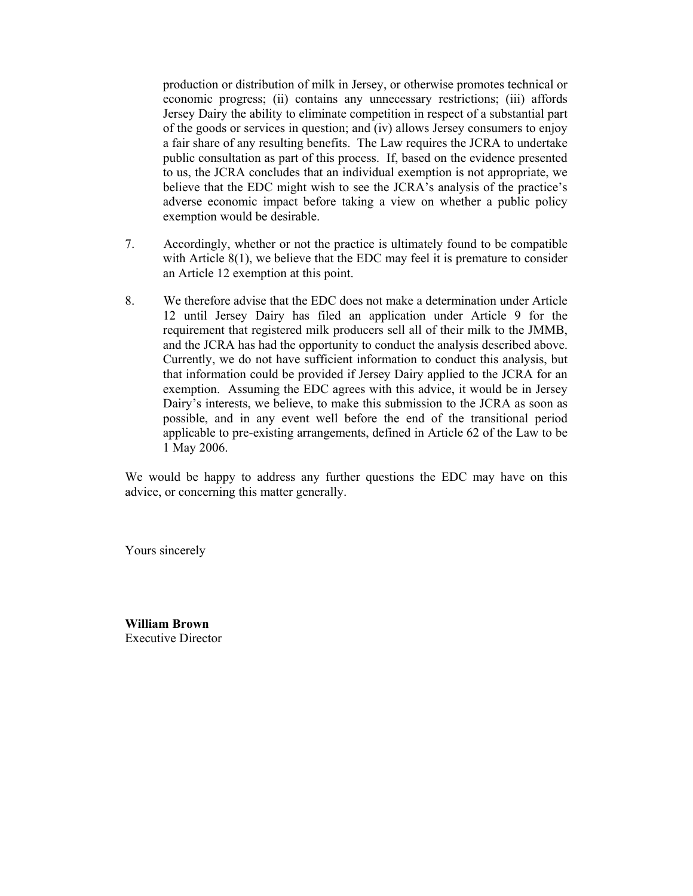production or distribution of milk in Jersey, or otherwise promotes technical or economic progress; (ii) contains any unnecessary restrictions; (iii) affords Jersey Dairy the ability to eliminate competition in respect of a substantial part of the goods or services in question; and (iv) allows Jersey consumers to enjoy a fair share of any resulting benefits. The Law requires the JCRA to undertake public consultation as part of this process. If, based on the evidence presented to us, the JCRA concludes that an individual exemption is not appropriate, we believe that the EDC might wish to see the JCRA's analysis of the practice's adverse economic impact before taking a view on whether a public policy exemption would be desirable.

7. Accordingly, whether or not the practice is ultimately found to be compatible with Article 8(1), we believe that the EDC may feel it is premature to consider an Article 12 exemption at this point.

8. We therefore advise that the EDC does not make a determination under Article 12 until Jersey Dairy has filed an application under Article 9 for the requirement that registered milk producers sell all of their milk to the JMMB, and the JCRA has had the opportunity to conduct the analysis described above. Currently, we do not have sufficient information to conduct this analysis, but that information could be provided if Jersey Dairy applied to the JCRA for an exemption. Assuming the EDC agrees with this advice, it would be in Jersey Dairy's interests, we believe, to make this submission to the JCRA as soon as possible, and in any event well before the end of the transitional period applicable to pre-existing arrangements, defined in Article 62 of the Law to be 1 May 2006.

We would be happy to address any further questions the EDC may have on this advice, or concerning this matter generally.

Yours sincerely

**William Brown**
Executive Director